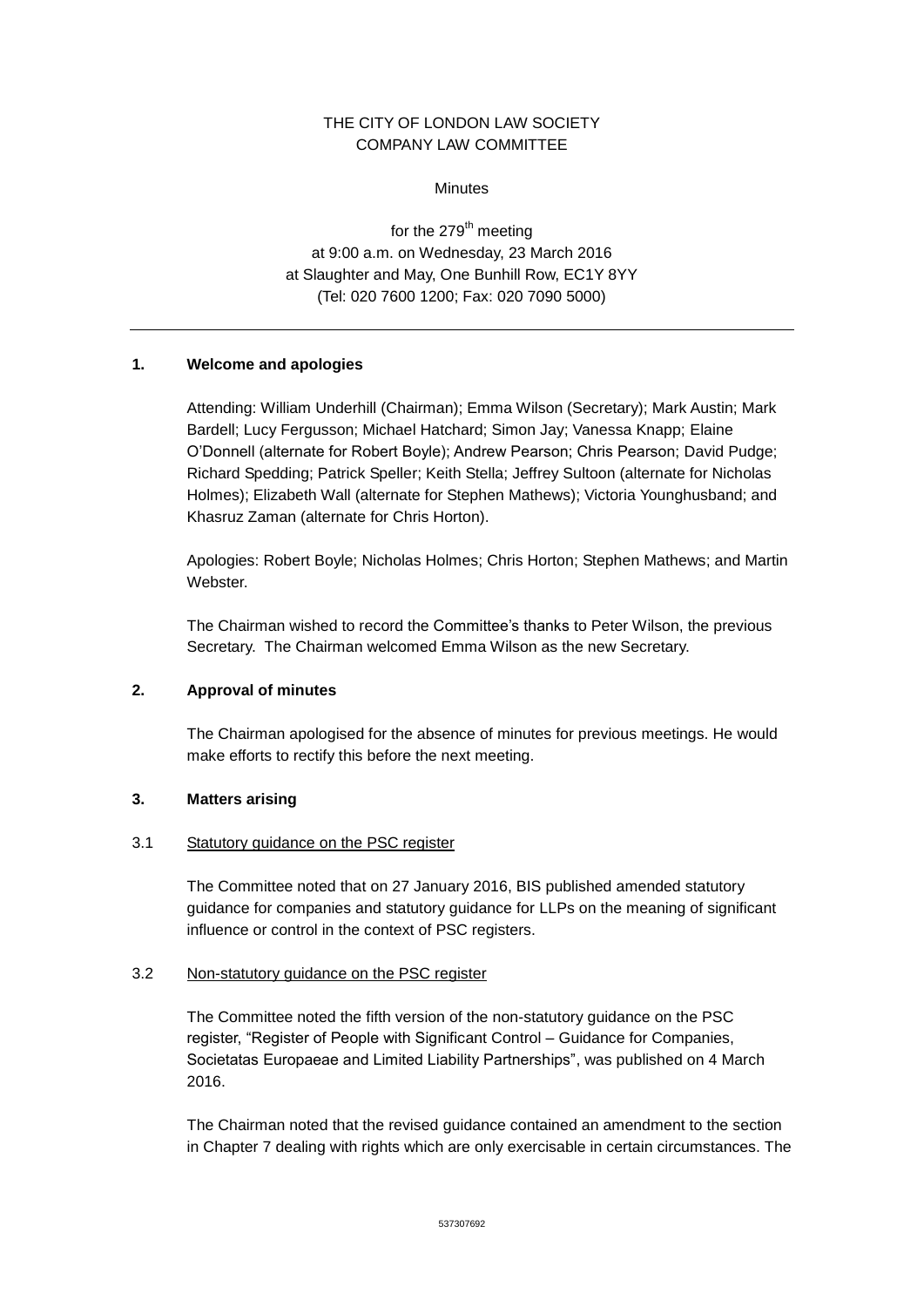THE CITY OF LONDON LAW SOCIETY
COMPANY LAW COMMITTEE

Minutes

for the 279th meeting
at 9:00 a.m. on Wednesday, 23 March 2016
at Slaughter and May, One Bunhill Row, EC1Y 8YY
(Tel: 020 7600 1200; Fax: 020 7090 5000)

---

## 1. Welcome and apologies

Attending: William Underhill (Chairman); Emma Wilson (Secretary); Mark Austin; Mark Bardell; Lucy Fergusson; Michael Hatchard; Simon Jay; Vanessa Knapp; Elaine O'Donnell (alternate for Robert Boyle); Andrew Pearson; Chris Pearson; David Pudge; Richard Spedding; Patrick Speller; Keith Stella; Jeffrey Sultoon (alternate for Nicholas Holmes); Elizabeth Wall (alternate for Stephen Mathews); Victoria Younghusband; and Khasruz Zaman (alternate for Chris Horton).

Apologies: Robert Boyle; Nicholas Holmes; Chris Horton; Stephen Mathews; and Martin Webster.

The Chairman wished to record the Committee's thanks to Peter Wilson, the previous Secretary. The Chairman welcomed Emma Wilson as the new Secretary.

## 2. Approval of minutes

The Chairman apologised for the absence of minutes for previous meetings. He would make efforts to rectify this before the next meeting.

## 3. Matters arising

### 3.1 Statutory guidance on the PSC register

The Committee noted that on 27 January 2016, BIS published amended statutory guidance for companies and statutory guidance for LLPs on the meaning of significant influence or control in the context of PSC registers.

### 3.2 Non-statutory guidance on the PSC register

The Committee noted the fifth version of the non-statutory guidance on the PSC register, "Register of People with Significant Control – Guidance for Companies, Societatas Europaeae and Limited Liability Partnerships", was published on 4 March 2016.

The Chairman noted that the revised guidance contained an amendment to the section in Chapter 7 dealing with rights which are only exercisable in certain circumstances. The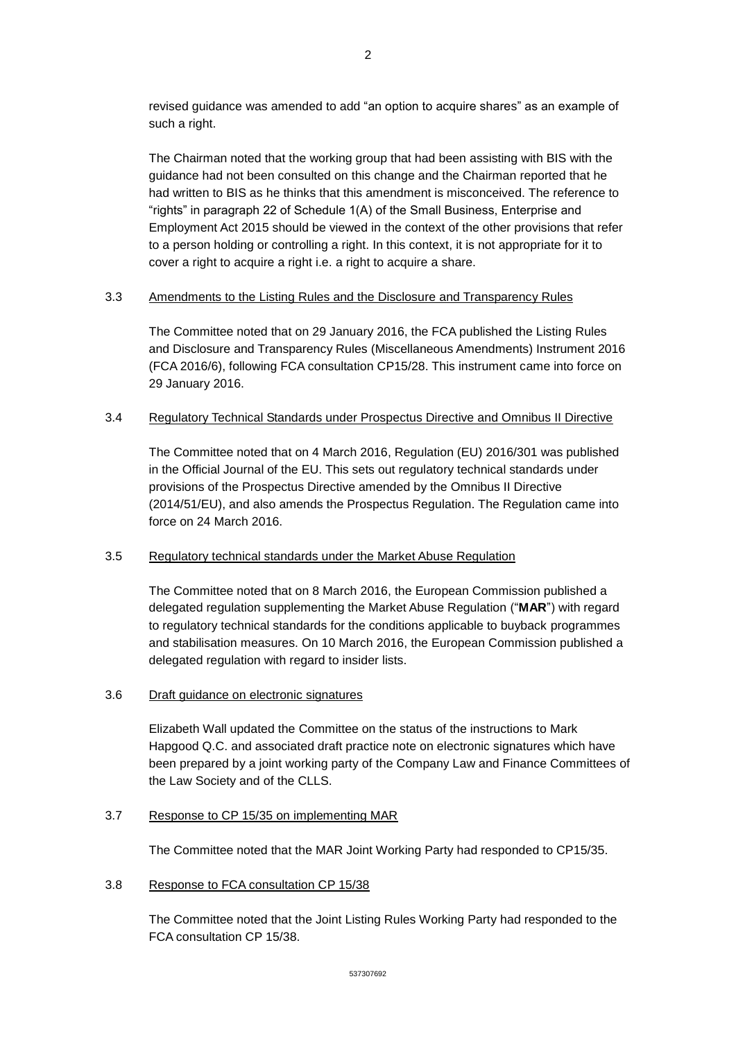revised guidance was amended to add “an option to acquire shares” as an example of such a right.

The Chairman noted that the working group that had been assisting with BIS with the guidance had not been consulted on this change and the Chairman reported that he had written to BIS as he thinks that this amendment is misconceived. The reference to “rights” in paragraph 22 of Schedule 1(A) of the Small Business, Enterprise and Employment Act 2015 should be viewed in the context of the other provisions that refer to a person holding or controlling a right. In this context, it is not appropriate for it to cover a right to acquire a right i.e. a right to acquire a share.

3.3 Amendments to the Listing Rules and the Disclosure and Transparency Rules

The Committee noted that on 29 January 2016, the FCA published the Listing Rules and Disclosure and Transparency Rules (Miscellaneous Amendments) Instrument 2016 (FCA 2016/6), following FCA consultation CP15/28. This instrument came into force on 29 January 2016.

3.4 Regulatory Technical Standards under Prospectus Directive and Omnibus II Directive

The Committee noted that on 4 March 2016, Regulation (EU) 2016/301 was published in the Official Journal of the EU. This sets out regulatory technical standards under provisions of the Prospectus Directive amended by the Omnibus II Directive (2014/51/EU), and also amends the Prospectus Regulation. The Regulation came into force on 24 March 2016.

3.5 Regulatory technical standards under the Market Abuse Regulation

The Committee noted that on 8 March 2016, the European Commission published a delegated regulation supplementing the Market Abuse Regulation (“**MAR**”) with regard to regulatory technical standards for the conditions applicable to buyback programmes and stabilisation measures. On 10 March 2016, the European Commission published a delegated regulation with regard to insider lists.

3.6 Draft guidance on electronic signatures

Elizabeth Wall updated the Committee on the status of the instructions to Mark Hapgood Q.C. and associated draft practice note on electronic signatures which have been prepared by a joint working party of the Company Law and Finance Committees of the Law Society and of the CLLS.

3.7 Response to CP 15/35 on implementing MAR

The Committee noted that the MAR Joint Working Party had responded to CP15/35.

3.8 Response to FCA consultation CP 15/38

The Committee noted that the Joint Listing Rules Working Party had responded to the FCA consultation CP 15/38.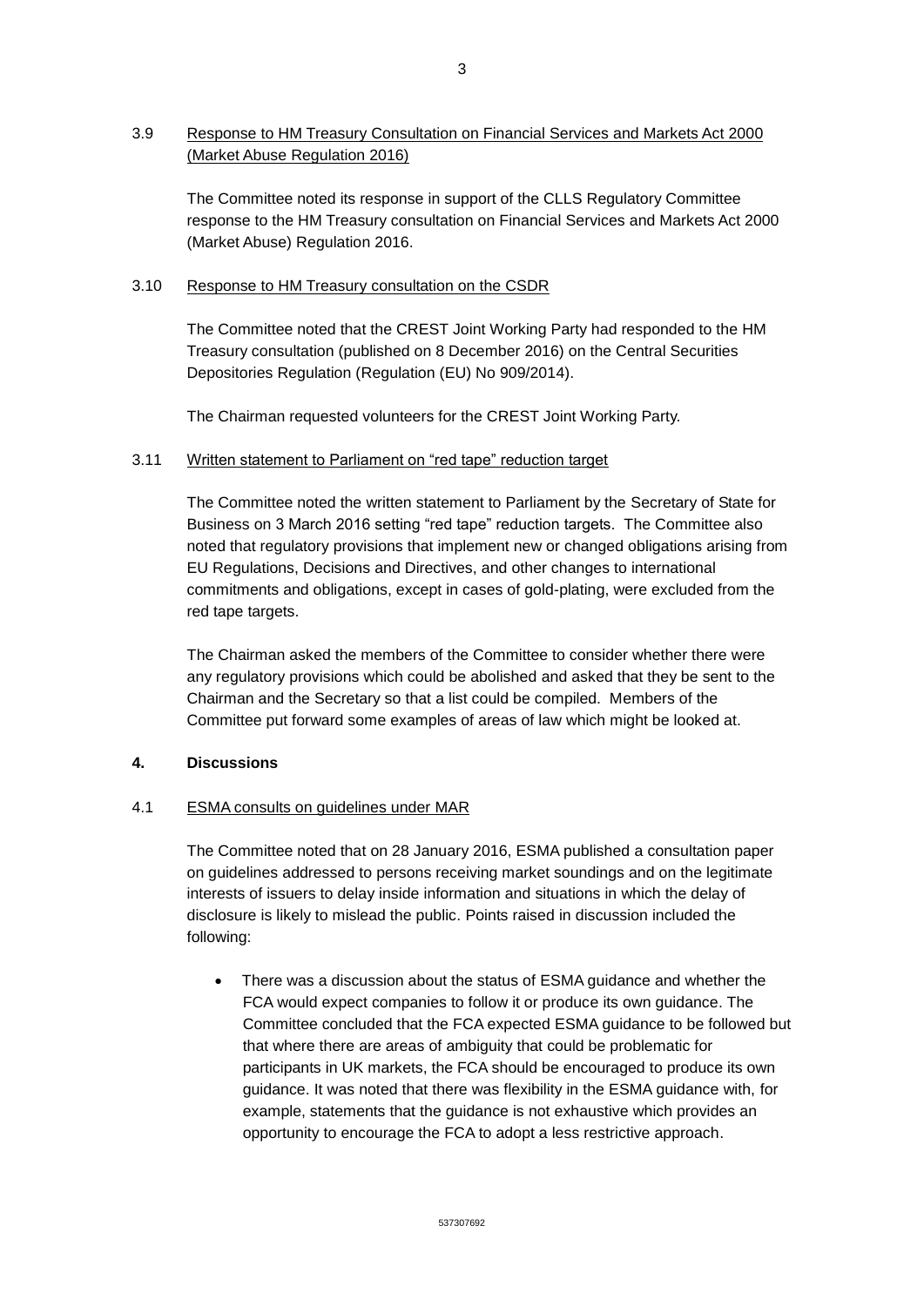3.9 Response to HM Treasury Consultation on Financial Services and Markets Act 2000 (Market Abuse Regulation 2016)

The Committee noted its response in support of the CLLS Regulatory Committee response to the HM Treasury consultation on Financial Services and Markets Act 2000 (Market Abuse) Regulation 2016.

3.10 Response to HM Treasury consultation on the CSDR

The Committee noted that the CREST Joint Working Party had responded to the HM Treasury consultation (published on 8 December 2016) on the Central Securities Depositories Regulation (Regulation (EU) No 909/2014).

The Chairman requested volunteers for the CREST Joint Working Party.

3.11 Written statement to Parliament on "red tape" reduction target

The Committee noted the written statement to Parliament by the Secretary of State for Business on 3 March 2016 setting "red tape" reduction targets. The Committee also noted that regulatory provisions that implement new or changed obligations arising from EU Regulations, Decisions and Directives, and other changes to international commitments and obligations, except in cases of gold-plating, were excluded from the red tape targets.

The Chairman asked the members of the Committee to consider whether there were any regulatory provisions which could be abolished and asked that they be sent to the Chairman and the Secretary so that a list could be compiled. Members of the Committee put forward some examples of areas of law which might be looked at.

**4. Discussions**

4.1 ESMA consults on guidelines under MAR

The Committee noted that on 28 January 2016, ESMA published a consultation paper on guidelines addressed to persons receiving market soundings and on the legitimate interests of issuers to delay inside information and situations in which the delay of disclosure is likely to mislead the public. Points raised in discussion included the following:

- There was a discussion about the status of ESMA guidance and whether the FCA would expect companies to follow it or produce its own guidance. The Committee concluded that the FCA expected ESMA guidance to be followed but that where there are areas of ambiguity that could be problematic for participants in UK markets, the FCA should be encouraged to produce its own guidance. It was noted that there was flexibility in the ESMA guidance with, for example, statements that the guidance is not exhaustive which provides an opportunity to encourage the FCA to adopt a less restrictive approach.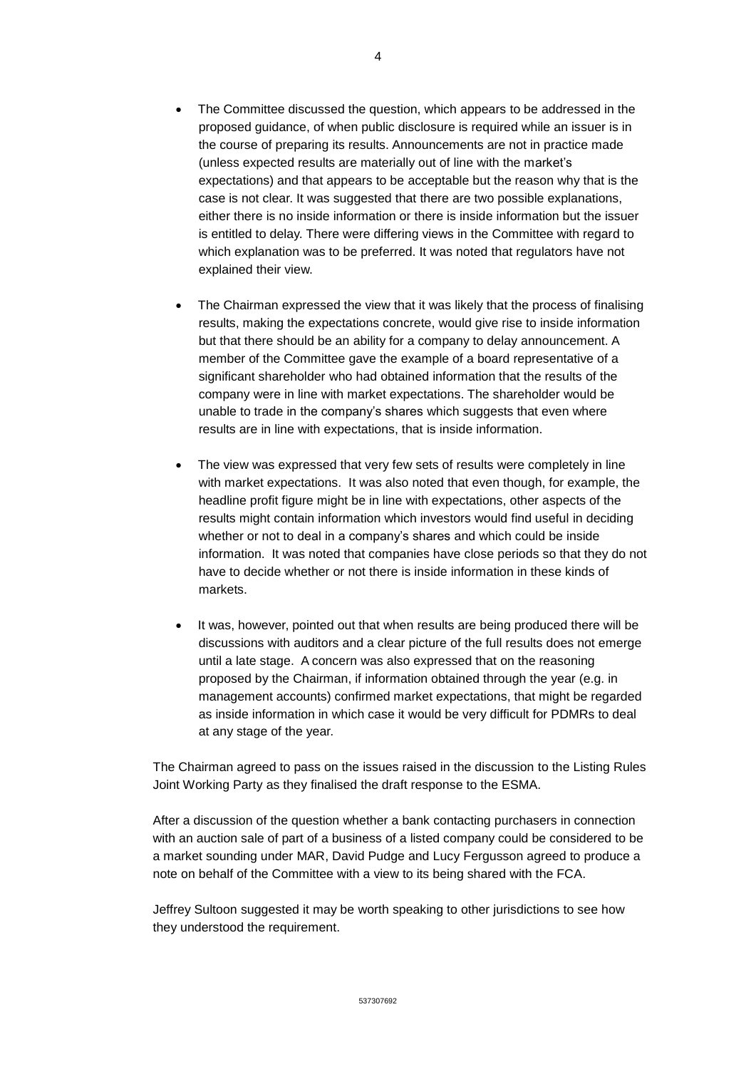- The Committee discussed the question, which appears to be addressed in the proposed guidance, of when public disclosure is required while an issuer is in the course of preparing its results. Announcements are not in practice made (unless expected results are materially out of line with the market's expectations) and that appears to be acceptable but the reason why that is the case is not clear. It was suggested that there are two possible explanations, either there is no inside information or there is inside information but the issuer is entitled to delay. There were differing views in the Committee with regard to which explanation was to be preferred. It was noted that regulators have not explained their view.

- The Chairman expressed the view that it was likely that the process of finalising results, making the expectations concrete, would give rise to inside information but that there should be an ability for a company to delay announcement. A member of the Committee gave the example of a board representative of a significant shareholder who had obtained information that the results of the company were in line with market expectations. The shareholder would be unable to trade in the company's shares which suggests that even where results are in line with expectations, that is inside information.

- The view was expressed that very few sets of results were completely in line with market expectations. It was also noted that even though, for example, the headline profit figure might be in line with expectations, other aspects of the results might contain information which investors would find useful in deciding whether or not to deal in a company's shares and which could be inside information. It was noted that companies have close periods so that they do not have to decide whether or not there is inside information in these kinds of markets.

- It was, however, pointed out that when results are being produced there will be discussions with auditors and a clear picture of the full results does not emerge until a late stage. A concern was also expressed that on the reasoning proposed by the Chairman, if information obtained through the year (e.g. in management accounts) confirmed market expectations, that might be regarded as inside information in which case it would be very difficult for PDMRs to deal at any stage of the year.

The Chairman agreed to pass on the issues raised in the discussion to the Listing Rules Joint Working Party as they finalised the draft response to the ESMA.

After a discussion of the question whether a bank contacting purchasers in connection with an auction sale of part of a business of a listed company could be considered to be a market sounding under MAR, David Pudge and Lucy Fergusson agreed to produce a note on behalf of the Committee with a view to its being shared with the FCA.

Jeffrey Sultoon suggested it may be worth speaking to other jurisdictions to see how they understood the requirement.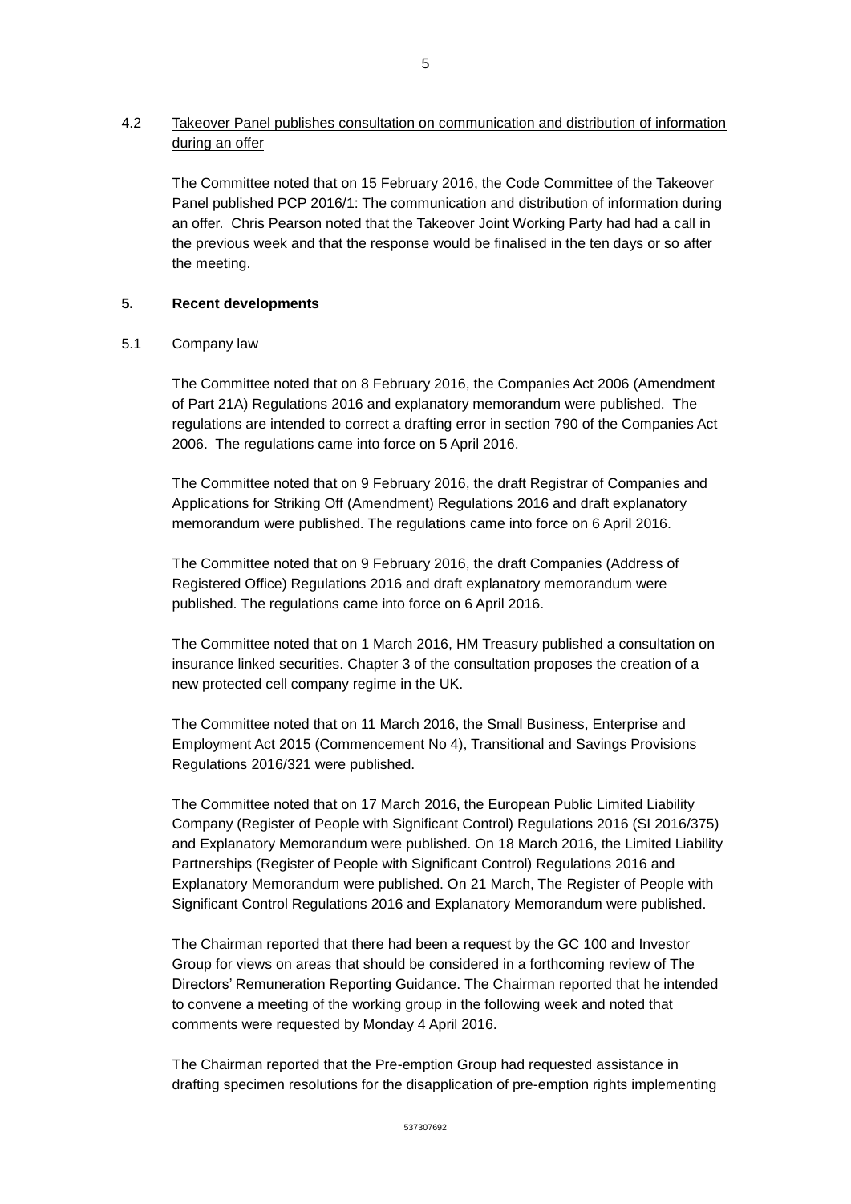4.2 Takeover Panel publishes consultation on communication and distribution of information during an offer

The Committee noted that on 15 February 2016, the Code Committee of the Takeover Panel published PCP 2016/1: The communication and distribution of information during an offer. Chris Pearson noted that the Takeover Joint Working Party had had a call in the previous week and that the response would be finalised in the ten days or so after the meeting.

**5. Recent developments**

5.1 Company law

The Committee noted that on 8 February 2016, the Companies Act 2006 (Amendment of Part 21A) Regulations 2016 and explanatory memorandum were published. The regulations are intended to correct a drafting error in section 790 of the Companies Act 2006. The regulations came into force on 5 April 2016.

The Committee noted that on 9 February 2016, the draft Registrar of Companies and Applications for Striking Off (Amendment) Regulations 2016 and draft explanatory memorandum were published. The regulations came into force on 6 April 2016.

The Committee noted that on 9 February 2016, the draft Companies (Address of Registered Office) Regulations 2016 and draft explanatory memorandum were published. The regulations came into force on 6 April 2016.

The Committee noted that on 1 March 2016, HM Treasury published a consultation on insurance linked securities. Chapter 3 of the consultation proposes the creation of a new protected cell company regime in the UK.

The Committee noted that on 11 March 2016, the Small Business, Enterprise and Employment Act 2015 (Commencement No 4), Transitional and Savings Provisions Regulations 2016/321 were published.

The Committee noted that on 17 March 2016, the European Public Limited Liability Company (Register of People with Significant Control) Regulations 2016 (SI 2016/375) and Explanatory Memorandum were published. On 18 March 2016, the Limited Liability Partnerships (Register of People with Significant Control) Regulations 2016 and Explanatory Memorandum were published. On 21 March, The Register of People with Significant Control Regulations 2016 and Explanatory Memorandum were published.

The Chairman reported that there had been a request by the GC 100 and Investor Group for views on areas that should be considered in a forthcoming review of The Directors' Remuneration Reporting Guidance. The Chairman reported that he intended to convene a meeting of the working group in the following week and noted that comments were requested by Monday 4 April 2016.

The Chairman reported that the Pre-emption Group had requested assistance in drafting specimen resolutions for the disapplication of pre-emption rights implementing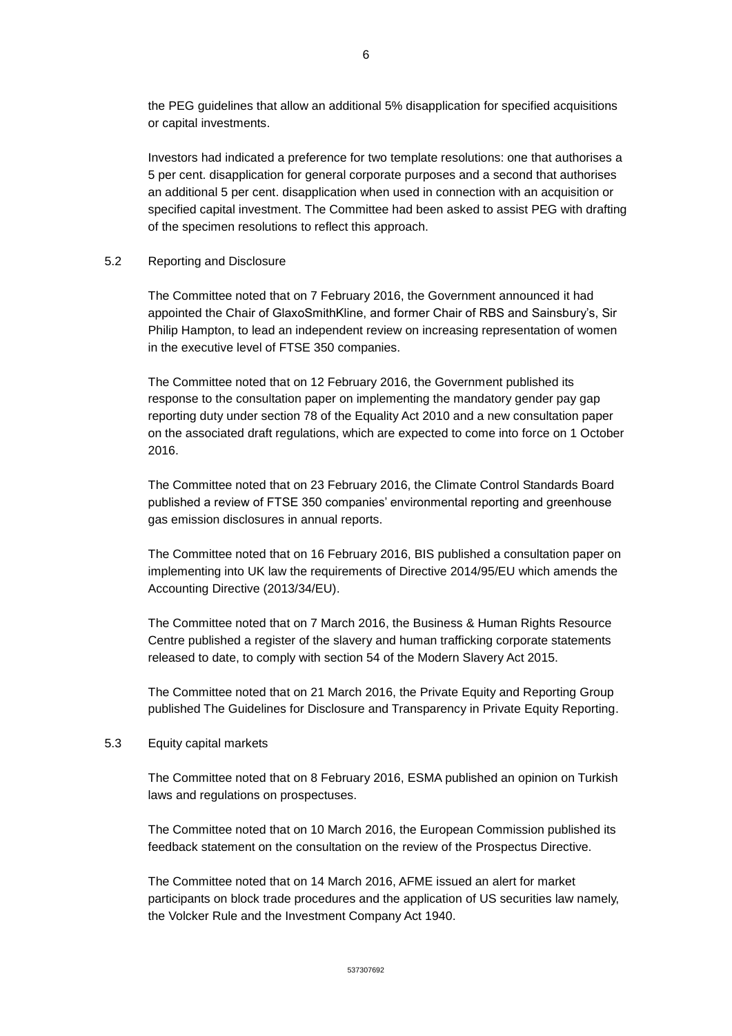the PEG guidelines that allow an additional 5% disapplication for specified acquisitions or capital investments.

Investors had indicated a preference for two template resolutions: one that authorises a 5 per cent. disapplication for general corporate purposes and a second that authorises an additional 5 per cent. disapplication when used in connection with an acquisition or specified capital investment. The Committee had been asked to assist PEG with drafting of the specimen resolutions to reflect this approach.

5.2 Reporting and Disclosure

The Committee noted that on 7 February 2016, the Government announced it had appointed the Chair of GlaxoSmithKline, and former Chair of RBS and Sainsbury's, Sir Philip Hampton, to lead an independent review on increasing representation of women in the executive level of FTSE 350 companies.

The Committee noted that on 12 February 2016, the Government published its response to the consultation paper on implementing the mandatory gender pay gap reporting duty under section 78 of the Equality Act 2010 and a new consultation paper on the associated draft regulations, which are expected to come into force on 1 October 2016.

The Committee noted that on 23 February 2016, the Climate Control Standards Board published a review of FTSE 350 companies' environmental reporting and greenhouse gas emission disclosures in annual reports.

The Committee noted that on 16 February 2016, BIS published a consultation paper on implementing into UK law the requirements of Directive 2014/95/EU which amends the Accounting Directive (2013/34/EU).

The Committee noted that on 7 March 2016, the Business & Human Rights Resource Centre published a register of the slavery and human trafficking corporate statements released to date, to comply with section 54 of the Modern Slavery Act 2015.

The Committee noted that on 21 March 2016, the Private Equity and Reporting Group published The Guidelines for Disclosure and Transparency in Private Equity Reporting.

5.3 Equity capital markets

The Committee noted that on 8 February 2016, ESMA published an opinion on Turkish laws and regulations on prospectuses.

The Committee noted that on 10 March 2016, the European Commission published its feedback statement on the consultation on the review of the Prospectus Directive.

The Committee noted that on 14 March 2016, AFME issued an alert for market participants on block trade procedures and the application of US securities law namely, the Volcker Rule and the Investment Company Act 1940.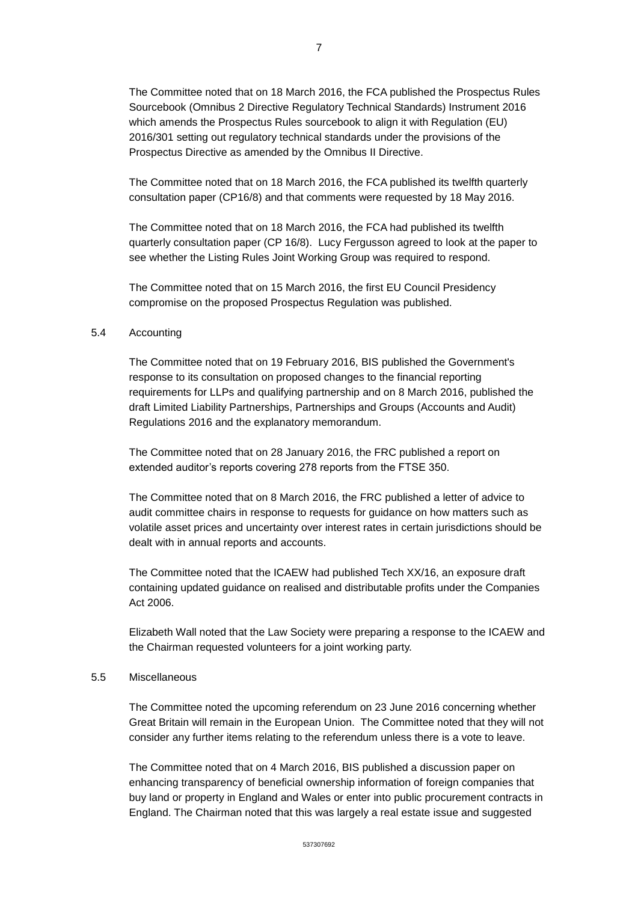The Committee noted that on 18 March 2016, the FCA published the Prospectus Rules Sourcebook (Omnibus 2 Directive Regulatory Technical Standards) Instrument 2016 which amends the Prospectus Rules sourcebook to align it with Regulation (EU) 2016/301 setting out regulatory technical standards under the provisions of the Prospectus Directive as amended by the Omnibus II Directive.

The Committee noted that on 18 March 2016, the FCA published its twelfth quarterly consultation paper (CP16/8) and that comments were requested by 18 May 2016.

The Committee noted that on 18 March 2016, the FCA had published its twelfth quarterly consultation paper (CP 16/8). Lucy Fergusson agreed to look at the paper to see whether the Listing Rules Joint Working Group was required to respond.

The Committee noted that on 15 March 2016, the first EU Council Presidency compromise on the proposed Prospectus Regulation was published.

5.4 Accounting

The Committee noted that on 19 February 2016, BIS published the Government's response to its consultation on proposed changes to the financial reporting requirements for LLPs and qualifying partnership and on 8 March 2016, published the draft Limited Liability Partnerships, Partnerships and Groups (Accounts and Audit) Regulations 2016 and the explanatory memorandum.

The Committee noted that on 28 January 2016, the FRC published a report on extended auditor's reports covering 278 reports from the FTSE 350.

The Committee noted that on 8 March 2016, the FRC published a letter of advice to audit committee chairs in response to requests for guidance on how matters such as volatile asset prices and uncertainty over interest rates in certain jurisdictions should be dealt with in annual reports and accounts.

The Committee noted that the ICAEW had published Tech XX/16, an exposure draft containing updated guidance on realised and distributable profits under the Companies Act 2006.

Elizabeth Wall noted that the Law Society were preparing a response to the ICAEW and the Chairman requested volunteers for a joint working party.

5.5 Miscellaneous

The Committee noted the upcoming referendum on 23 June 2016 concerning whether Great Britain will remain in the European Union. The Committee noted that they will not consider any further items relating to the referendum unless there is a vote to leave.

The Committee noted that on 4 March 2016, BIS published a discussion paper on enhancing transparency of beneficial ownership information of foreign companies that buy land or property in England and Wales or enter into public procurement contracts in England. The Chairman noted that this was largely a real estate issue and suggested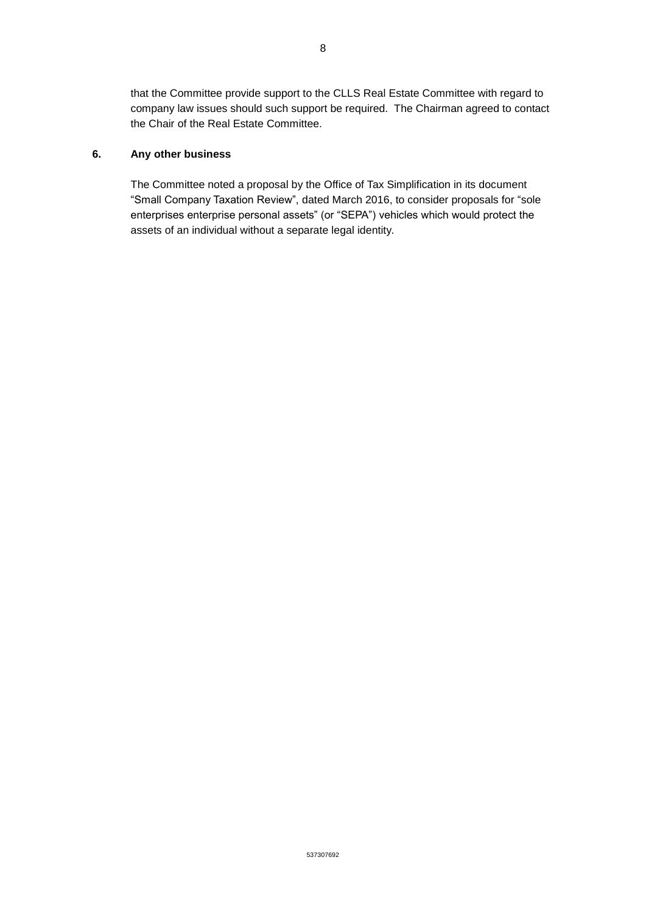that the Committee provide support to the CLLS Real Estate Committee with regard to company law issues should such support be required. The Chairman agreed to contact the Chair of the Real Estate Committee.

**6. Any other business**

The Committee noted a proposal by the Office of Tax Simplification in its document "Small Company Taxation Review", dated March 2016, to consider proposals for "sole enterprises enterprise personal assets" (or "SEPA") vehicles which would protect the assets of an individual without a separate legal identity.

537307692